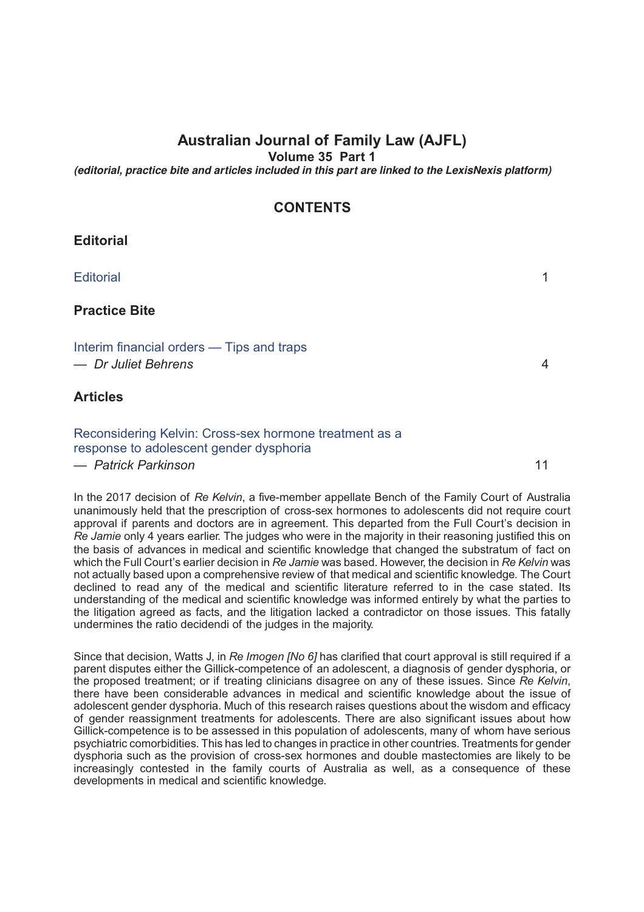# Australian Journal of Family Law (AJFL)

**Volume 35 Part 1**

***(editorial, practice bite and articles included in this part are linked to the LexisNexis platform)***

## CONTENTS

### Editorial

Editorial 1

### Practice Bite

Interim financial orders — Tips and traps
— *Dr Juliet Behrens* 4

### Articles

Reconsidering Kelvin: Cross-sex hormone treatment as a response to adolescent gender dysphoria
— *Patrick Parkinson* 11

In the 2017 decision of *Re Kelvin*, a five-member appellate Bench of the Family Court of Australia unanimously held that the prescription of cross-sex hormones to adolescents did not require court approval if parents and doctors are in agreement. This departed from the Full Court's decision in *Re Jamie* only 4 years earlier. The judges who were in the majority in their reasoning justified this on the basis of advances in medical and scientific knowledge that changed the substratum of fact on which the Full Court's earlier decision in *Re Jamie* was based. However, the decision in *Re Kelvin* was not actually based upon a comprehensive review of that medical and scientific knowledge. The Court declined to read any of the medical and scientific literature referred to in the case stated. Its understanding of the medical and scientific knowledge was informed entirely by what the parties to the litigation agreed as facts, and the litigation lacked a contradictor on those issues. This fatally undermines the ratio decidendi of the judges in the majority.

Since that decision, Watts J, in *Re Imogen [No 6]* has clarified that court approval is still required if a parent disputes either the Gillick-competence of an adolescent, a diagnosis of gender dysphoria, or the proposed treatment; or if treating clinicians disagree on any of these issues. Since *Re Kelvin*, there have been considerable advances in medical and scientific knowledge about the issue of adolescent gender dysphoria. Much of this research raises questions about the wisdom and efficacy of gender reassignment treatments for adolescents. There are also significant issues about how Gillick-competence is to be assessed in this population of adolescents, many of whom have serious psychiatric comorbidities. This has led to changes in practice in other countries. Treatments for gender dysphoria such as the provision of cross-sex hormones and double mastectomies are likely to be increasingly contested in the family courts of Australia as well, as a consequence of these developments in medical and scientific knowledge.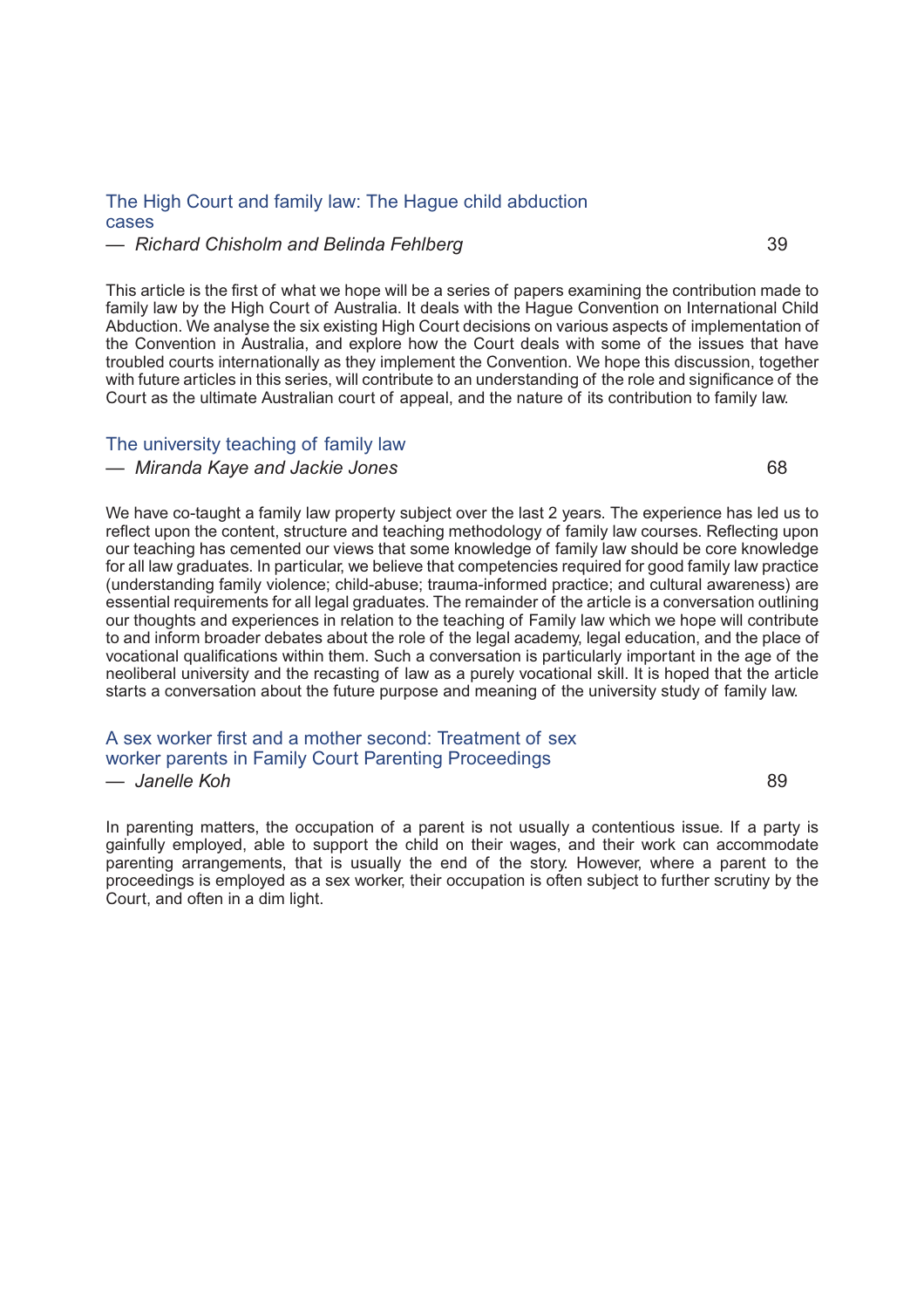## The High Court and family law: The Hague child abduction cases

— *Richard Chisholm and Belinda Fehlberg* 39

This article is the first of what we hope will be a series of papers examining the contribution made to family law by the High Court of Australia. It deals with the Hague Convention on International Child Abduction. We analyse the six existing High Court decisions on various aspects of implementation of the Convention in Australia, and explore how the Court deals with some of the issues that have troubled courts internationally as they implement the Convention. We hope this discussion, together with future articles in this series, will contribute to an understanding of the role and significance of the Court as the ultimate Australian court of appeal, and the nature of its contribution to family law.

## The university teaching of family law

— *Miranda Kaye and Jackie Jones* 68

We have co-taught a family law property subject over the last 2 years. The experience has led us to reflect upon the content, structure and teaching methodology of family law courses. Reflecting upon our teaching has cemented our views that some knowledge of family law should be core knowledge for all law graduates. In particular, we believe that competencies required for good family law practice (understanding family violence; child-abuse; trauma-informed practice; and cultural awareness) are essential requirements for all legal graduates. The remainder of the article is a conversation outlining our thoughts and experiences in relation to the teaching of Family law which we hope will contribute to and inform broader debates about the role of the legal academy, legal education, and the place of vocational qualifications within them. Such a conversation is particularly important in the age of the neoliberal university and the recasting of law as a purely vocational skill. It is hoped that the article starts a conversation about the future purpose and meaning of the university study of family law.

## A sex worker first and a mother second: Treatment of sex worker parents in Family Court Parenting Proceedings

— *Janelle Koh* 89

In parenting matters, the occupation of a parent is not usually a contentious issue. If a party is gainfully employed, able to support the child on their wages, and their work can accommodate parenting arrangements, that is usually the end of the story. However, where a parent to the proceedings is employed as a sex worker, their occupation is often subject to further scrutiny by the Court, and often in a dim light.